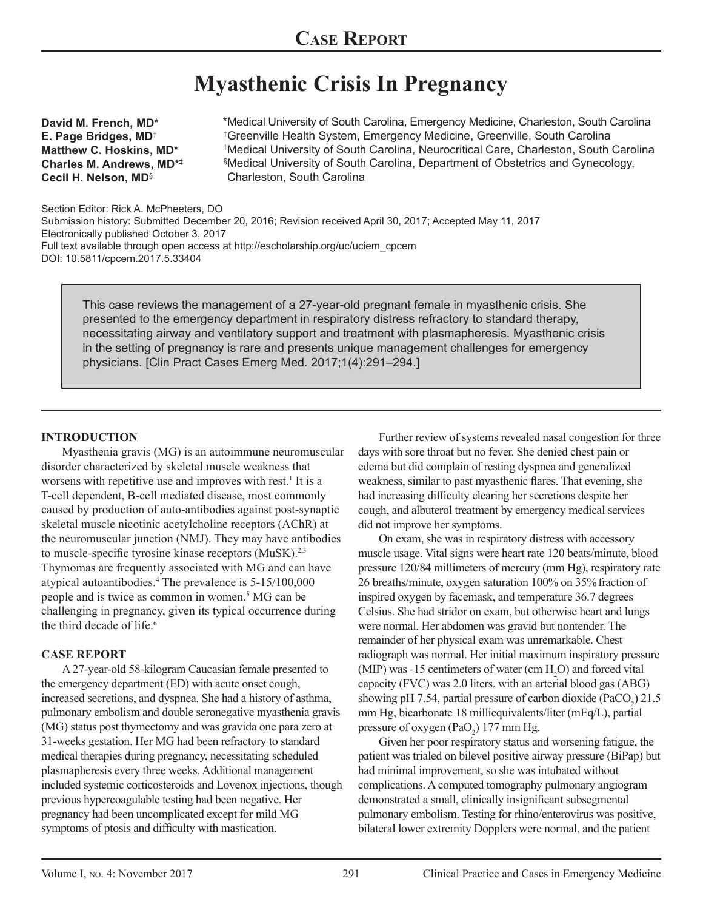## Case Report

# Myasthenic Crisis In Pregnancy

**David M. French, MD*** 
**E. Page Bridges, MD**[†] 
**Matthew C. Hoskins, MD*** 
**Charles M. Andrews, MD***[‡] 
**Cecil H. Nelson, MD**[§]

*Medical University of South Carolina, Emergency Medicine, Charleston, South Carolina 
[†]Greenville Health System, Emergency Medicine, Greenville, South Carolina 
[‡]Medical University of South Carolina, Neurocritical Care, Charleston, South Carolina 
[§]Medical University of South Carolina, Department of Obstetrics and Gynecology, Charleston, South Carolina

Section Editor: Rick A. McPheeters, DO 
Submission history: Submitted December 20, 2016; Revision received April 30, 2017; Accepted May 11, 2017 
Electronically published October 3, 2017 
Full text available through open access at http://escholarship.org/uc/uciem_cpcem 
DOI: 10.5811/cpcem.2017.5.33404

This case reviews the management of a 27-year-old pregnant female in myasthenic crisis. She presented to the emergency department in respiratory distress refractory to standard therapy, necessitating airway and ventilatory support and treatment with plasmapheresis. Myasthenic crisis in the setting of pregnancy is rare and presents unique management challenges for emergency physicians. [Clin Pract Cases Emerg Med. 2017;1(4):291–294.]

## INTRODUCTION

Myasthenia gravis (MG) is an autoimmune neuromuscular disorder characterized by skeletal muscle weakness that worsens with repetitive use and improves with rest.[1] It is a T-cell dependent, B-cell mediated disease, most commonly caused by production of auto-antibodies against post-synaptic skeletal muscle nicotinic acetylcholine receptors (AChR) at the neuromuscular junction (NMJ). They may have antibodies to muscle-specific tyrosine kinase receptors (MuSK).[2,3] Thymomas are frequently associated with MG and can have atypical autoantibodies.[4] The prevalence is 5-15/100,000 people and is twice as common in women.[5] MG can be challenging in pregnancy, given its typical occurrence during the third decade of life.[6]

## CASE REPORT

A 27-year-old 58-kilogram Caucasian female presented to the emergency department (ED) with acute onset cough, increased secretions, and dyspnea. She had a history of asthma, pulmonary embolism and double seronegative myasthenia gravis (MG) status post thymectomy and was gravida one para zero at 31-weeks gestation. Her MG had been refractory to standard medical therapies during pregnancy, necessitating scheduled plasmapheresis every three weeks. Additional management included systemic corticosteroids and Lovenox injections, though previous hypercoagulable testing had been negative. Her pregnancy had been uncomplicated except for mild MG symptoms of ptosis and difficulty with mastication.

Further review of systems revealed nasal congestion for three days with sore throat but no fever. She denied chest pain or edema but did complain of resting dyspnea and generalized weakness, similar to past myasthenic flares. That evening, she had increasing difficulty clearing her secretions despite her cough, and albuterol treatment by emergency medical services did not improve her symptoms.

On exam, she was in respiratory distress with accessory muscle usage. Vital signs were heart rate 120 beats/minute, blood pressure 120/84 millimeters of mercury (mm Hg), respiratory rate 26 breaths/minute, oxygen saturation 100% on 35% fraction of inspired oxygen by facemask, and temperature 36.7 degrees Celsius. She had stridor on exam, but otherwise heart and lungs were normal. Her abdomen was gravid but nontender. The remainder of her physical exam was unremarkable. Chest radiograph was normal. Her initial maximum inspiratory pressure (MIP) was -15 centimeters of water (cm $H_2O$) and forced vital capacity (FVC) was 2.0 liters, with an arterial blood gas (ABG) showing pH 7.54, partial pressure of carbon dioxide ($PaCO_2$) 21.5 mm Hg, bicarbonate 18 milliequivalents/liter (mEq/L), partial pressure of oxygen ($PaO_2$) 177 mm Hg.

Given her poor respiratory status and worsening fatigue, the patient was trialed on bilevel positive airway pressure (BiPap) but had minimal improvement, so she was intubated without complications. A computed tomography pulmonary angiogram demonstrated a small, clinically insignificant subsegmental pulmonary embolism. Testing for rhino/enterovirus was positive, bilateral lower extremity Dopplers were normal, and the patient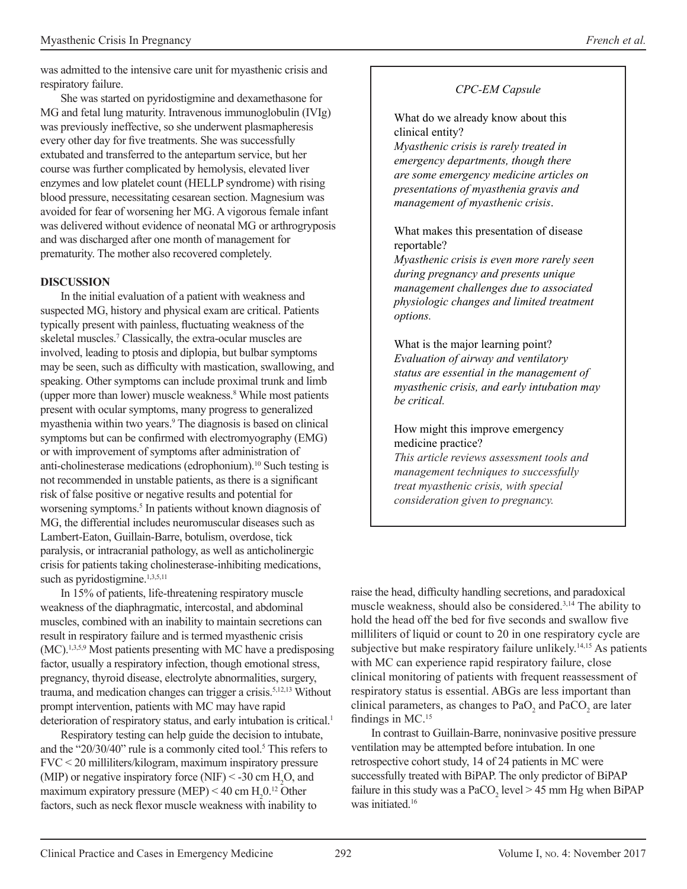was admitted to the intensive care unit for myasthenic crisis and respiratory failure.

She was started on pyridostigmine and dexamethasone for MG and fetal lung maturity. Intravenous immunoglobulin (IVIg) was previously ineffective, so she underwent plasmapheresis every other day for five treatments. She was successfully extubated and transferred to the antepartum service, but her course was further complicated by hemolysis, elevated liver enzymes and low platelet count (HELLP syndrome) with rising blood pressure, necessitating cesarean section. Magnesium was avoided for fear of worsening her MG. A vigorous female infant was delivered without evidence of neonatal MG or arthrogryposis and was discharged after one month of management for prematurity. The mother also recovered completely.

## DISCUSSION

In the initial evaluation of a patient with weakness and suspected MG, history and physical exam are critical. Patients typically present with painless, fluctuating weakness of the skeletal muscles.[7] Classically, the extra-ocular muscles are involved, leading to ptosis and diplopia, but bulbar symptoms may be seen, such as difficulty with mastication, swallowing, and speaking. Other symptoms can include proximal trunk and limb (upper more than lower) muscle weakness.[8] While most patients present with ocular symptoms, many progress to generalized myasthenia within two years.[9] The diagnosis is based on clinical symptoms but can be confirmed with electromyography (EMG) or with improvement of symptoms after administration of anti-cholinesterase medications (edrophonium).[10] Such testing is not recommended in unstable patients, as there is a significant risk of false positive or negative results and potential for worsening symptoms.[5] In patients without known diagnosis of MG, the differential includes neuromuscular diseases such as Lambert-Eaton, Guillain-Barre, botulism, overdose, tick paralysis, or intracranial pathology, as well as anticholinergic crisis for patients taking cholinesterase-inhibiting medications, such as pyridostigmine.[1,3,5,11]

In 15% of patients, life-threatening respiratory muscle weakness of the diaphragmatic, intercostal, and abdominal muscles, combined with an inability to maintain secretions can result in respiratory failure and is termed myasthenic crisis (MC).[1,3,5,9] Most patients presenting with MC have a predisposing factor, usually a respiratory infection, though emotional stress, pregnancy, thyroid disease, electrolyte abnormalities, surgery, trauma, and medication changes can trigger a crisis.[5,12,13] Without prompt intervention, patients with MC may have rapid deterioration of respiratory status, and early intubation is critical.[1]

Respiratory testing can help guide the decision to intubate, and the "20/30/40" rule is a commonly cited tool.[5] This refers to FVC < 20 milliliters/kilogram, maximum inspiratory pressure (MIP) or negative inspiratory force (NIF) < -30 cm $H_2O$, and maximum expiratory pressure (MEP) < 40 cm $H_20$.[12] Other factors, such as neck flexor muscle weakness with inability to raise the head, difficulty handling secretions, and paradoxical muscle weakness, should also be considered.[3,14] The ability to hold the head off the bed for five seconds and swallow five milliliters of liquid or count to 20 in one respiratory cycle are subjective but make respiratory failure unlikely.[14,15] As patients with MC can experience rapid respiratory failure, close clinical monitoring of patients with frequent reassessment of respiratory status is essential. ABGs are less important than clinical parameters, as changes to $PaO_2$ and $PaCO_2$ are later findings in MC.[15]

In contrast to Guillain-Barre, noninvasive positive pressure ventilation may be attempted before intubation. In one retrospective cohort study, 14 of 24 patients in MC were successfully treated with BiPAP. The only predictor of BiPAP failure in this study was a $PaCO_2$ level > 45 mm Hg when BiPAP was initiated.[16]

> *CPC-EM Capsule*
>
> What do we already know about this clinical entity?
> *Myasthenic crisis is rarely treated in emergency departments, though there are some emergency medicine articles on presentations of myasthenia gravis and management of myasthenic crisis.*
>
> What makes this presentation of disease reportable?
> *Myasthenic crisis is even more rarely seen during pregnancy and presents unique management challenges due to associated physiologic changes and limited treatment options.*
>
> What is the major learning point?
> *Evaluation of airway and ventilatory status are essential in the management of myasthenic crisis, and early intubation may be critical.*
>
> How might this improve emergency medicine practice?
> *This article reviews assessment tools and management techniques to successfully treat myasthenic crisis, with special consideration given to pregnancy.*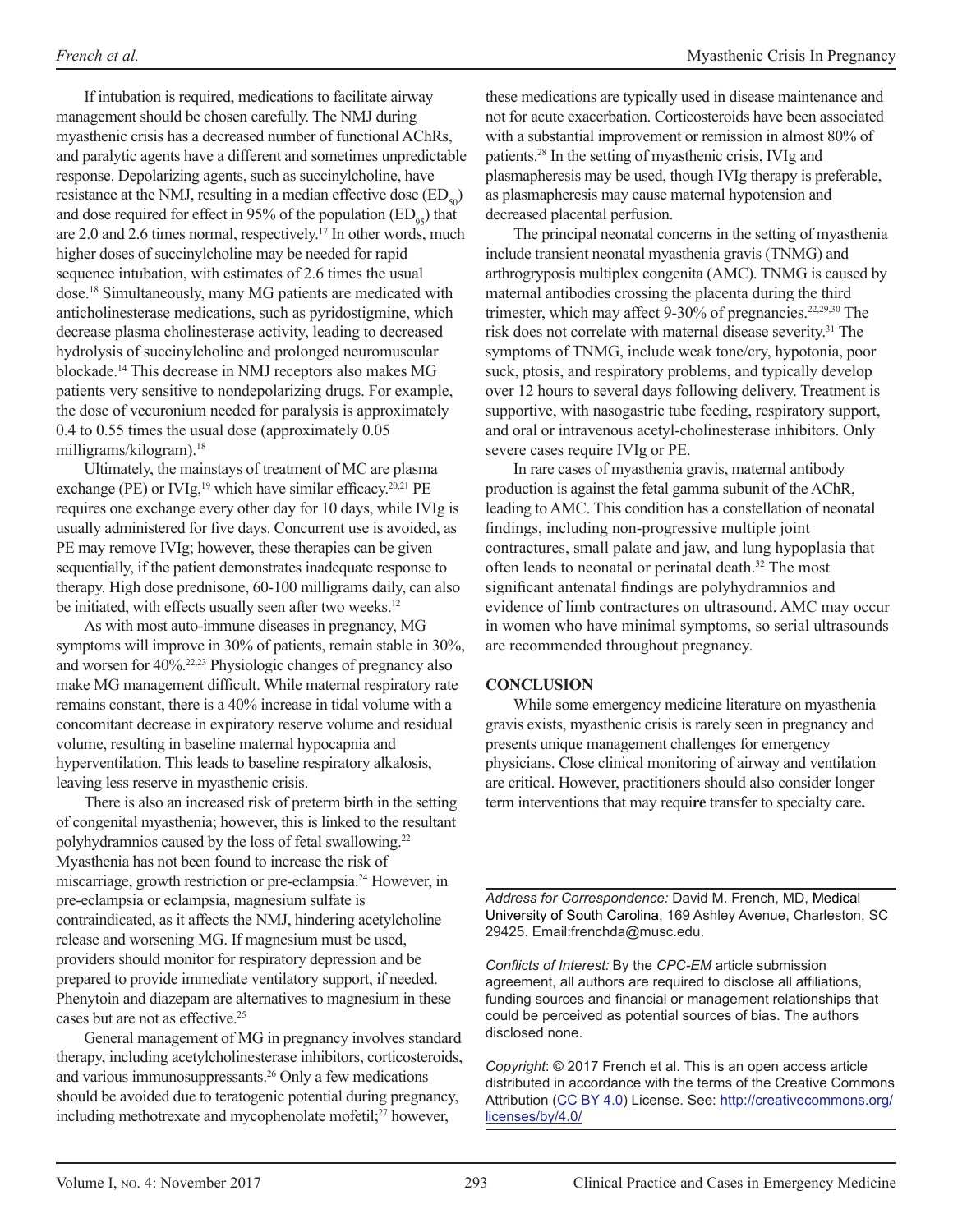If intubation is required, medications to facilitate airway management should be chosen carefully. The NMJ during myasthenic crisis has a decreased number of functional AChRs, and paralytic agents have a different and sometimes unpredictable response. Depolarizing agents, such as succinylcholine, have resistance at the NMJ, resulting in a median effective dose ($ED_{50}$) and dose required for effect in 95% of the population ($ED_{95}$) that are 2.0 and 2.6 times normal, respectively.[17] In other words, much higher doses of succinylcholine may be needed for rapid sequence intubation, with estimates of 2.6 times the usual dose.[18] Simultaneously, many MG patients are medicated with anticholinesterase medications, such as pyridostigmine, which decrease plasma cholinesterase activity, leading to decreased hydrolysis of succinylcholine and prolonged neuromuscular blockade.[14] This decrease in NMJ receptors also makes MG patients very sensitive to nondepolarizing drugs. For example, the dose of vecuronium needed for paralysis is approximately 0.4 to 0.55 times the usual dose (approximately 0.05 milligrams/kilogram).[18]

Ultimately, the mainstays of treatment of MC are plasma exchange (PE) or IVIg,[19] which have similar efficacy.[20,21] PE requires one exchange every other day for 10 days, while IVIg is usually administered for five days. Concurrent use is avoided, as PE may remove IVIg; however, these therapies can be given sequentially, if the patient demonstrates inadequate response to therapy. High dose prednisone, 60-100 milligrams daily, can also be initiated, with effects usually seen after two weeks.[12]

As with most auto-immune diseases in pregnancy, MG symptoms will improve in 30% of patients, remain stable in 30%, and worsen for 40%.[22,23] Physiologic changes of pregnancy also make MG management difficult. While maternal respiratory rate remains constant, there is a 40% increase in tidal volume with a concomitant decrease in expiratory reserve volume and residual volume, resulting in baseline maternal hypocapnia and hyperventilation. This leads to baseline respiratory alkalosis, leaving less reserve in myasthenic crisis.

There is also an increased risk of preterm birth in the setting of congenital myasthenia; however, this is linked to the resultant polyhydramnios caused by the loss of fetal swallowing.[22] Myasthenia has not been found to increase the risk of miscarriage, growth restriction or pre-eclampsia.[24] However, in pre-eclampsia or eclampsia, magnesium sulfate is contraindicated, as it affects the NMJ, hindering acetylcholine release and worsening MG. If magnesium must be used, providers should monitor for respiratory depression and be prepared to provide immediate ventilatory support, if needed. Phenytoin and diazepam are alternatives to magnesium in these cases but are not as effective.[25]

General management of MG in pregnancy involves standard therapy, including acetylcholinesterase inhibitors, corticosteroids, and various immunosuppressants.[26] Only a few medications should be avoided due to teratogenic potential during pregnancy, including methotrexate and mycophenolate mofetil;[27] however, these medications are typically used in disease maintenance and not for acute exacerbation. Corticosteroids have been associated with a substantial improvement or remission in almost 80% of patients.[28] In the setting of myasthenic crisis, IVIg and plasmapheresis may be used, though IVIg therapy is preferable, as plasmapheresis may cause maternal hypotension and decreased placental perfusion.

The principal neonatal concerns in the setting of myasthenia include transient neonatal myasthenia gravis (TNMG) and arthrogryposis multiplex congenita (AMC). TNMG is caused by maternal antibodies crossing the placenta during the third trimester, which may affect 9-30% of pregnancies.[22,29,30] The risk does not correlate with maternal disease severity.[31] The symptoms of TNMG, include weak tone/cry, hypotonia, poor suck, ptosis, and respiratory problems, and typically develop over 12 hours to several days following delivery. Treatment is supportive, with nasogastric tube feeding, respiratory support, and oral or intravenous acetyl-cholinesterase inhibitors. Only severe cases require IVIg or PE.

In rare cases of myasthenia gravis, maternal antibody production is against the fetal gamma subunit of the AChR, leading to AMC. This condition has a constellation of neonatal findings, including non-progressive multiple joint contractures, small palate and jaw, and lung hypoplasia that often leads to neonatal or perinatal death.[32] The most significant antenatal findings are polyhydramnios and evidence of limb contractures on ultrasound. AMC may occur in women who have minimal symptoms, so serial ultrasounds are recommended throughout pregnancy.

## CONCLUSION

While some emergency medicine literature on myasthenia gravis exists, myasthenic crisis is rarely seen in pregnancy and presents unique management challenges for emergency physicians. Close clinical monitoring of airway and ventilation are critical. However, practitioners should also consider longer term interventions that may require transfer to specialty care.

---

*Address for Correspondence:* David M. French, MD, Medical University of South Carolina, 169 Ashley Avenue, Charleston, SC 29425. Email:frenchda@musc.edu.

*Conflicts of Interest:* By the *CPC-EM* article submission agreement, all authors are required to disclose all affiliations, funding sources and financial or management relationships that could be perceived as potential sources of bias. The authors disclosed none.

*Copyright*: © 2017 French et al. This is an open access article distributed in accordance with the terms of the Creative Commons Attribution (CC BY 4.0) License. See: http://creativecommons.org/licenses/by/4.0/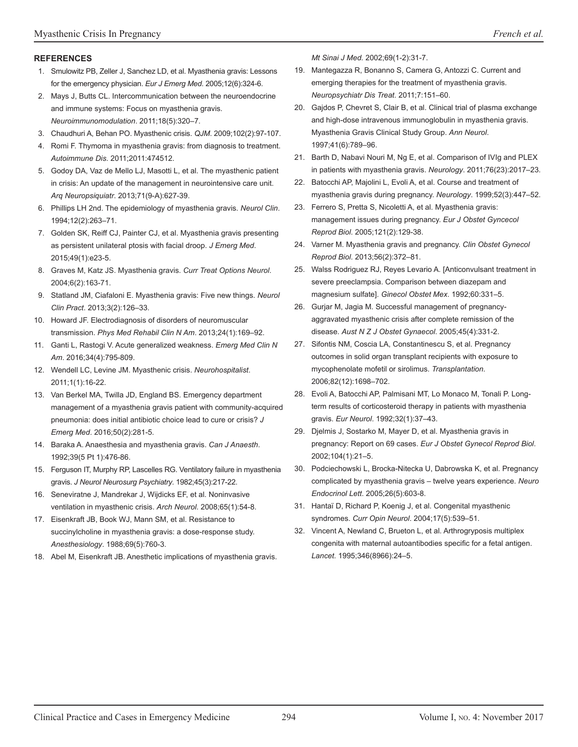## REFERENCES

1. Smulowitz PB, Zeller J, Sanchez LD, et al. Myasthenia gravis: Lessons for the emergency physician. *Eur J Emerg Med*. 2005;12(6):324-6.
2. Mays J, Butts CL. Intercommunication between the neuroendocrine and immune systems: Focus on myasthenia gravis. *Neuroimmunomodulation*. 2011;18(5):320–7.
3. Chaudhuri A, Behan PO. Myasthenic crisis. *QJM*. 2009;102(2):97-107.
4. Romi F. Thymoma in myasthenia gravis: from diagnosis to treatment. *Autoimmune Dis*. 2011;2011:474512.
5. Godoy DA, Vaz de Mello LJ, Masotti L, et al. The myasthenic patient in crisis: An update of the management in neurointensive care unit. *Arq Neuropsiquiatr*. 2013;71(9-A):627-39.
6. Phillips LH 2nd. The epidemiology of myasthenia gravis. *Neurol Clin*. 1994;12(2):263–71.
7. Golden SK, Reiff CJ, Painter CJ, et al. Myasthenia gravis presenting as persistent unilateral ptosis with facial droop. *J Emerg Med*. 2015;49(1):e23-5.
8. Graves M, Katz JS. Myasthenia gravis. *Curr Treat Options Neurol*. 2004;6(2):163-71.
9. Statland JM, Ciafaloni E. Myasthenia gravis: Five new things. *Neurol Clin Pract*. 2013;3(2):126–33.
10. Howard JF. Electrodiagnosis of disorders of neuromuscular transmission. *Phys Med Rehabil Clin N Am*. 2013;24(1):169–92.
11. Ganti L, Rastogi V. Acute generalized weakness. *Emerg Med Clin N Am*. 2016;34(4):795-809.
12. Wendell LC, Levine JM. Myasthenic crisis. *Neurohospitalist*. 2011;1(1):16-22.
13. Van Berkel MA, Twilla JD, England BS. Emergency department management of a myasthenia gravis patient with community-acquired pneumonia: does initial antibiotic choice lead to cure or crisis? *J Emerg Med*. 2016;50(2):281-5.
14. Baraka A. Anaesthesia and myasthenia gravis. *Can J Anaesth*. 1992;39(5 Pt 1):476-86.
15. Ferguson IT, Murphy RP, Lascelles RG. Ventilatory failure in myasthenia gravis. *J Neurol Neurosurg Psychiatry*. 1982;45(3):217-22.
16. Seneviratne J, Mandrekar J, Wijdicks EF, et al. Noninvasive ventilation in myasthenic crisis. *Arch Neurol*. 2008;65(1):54-8.
17. Eisenkraft JB, Book WJ, Mann SM, et al. Resistance to succinylcholine in myasthenia gravis: a dose-response study. *Anesthesiology*. 1988;69(5):760-3.
18. Abel M, Eisenkraft JB. Anesthetic implications of myasthenia gravis. *Mt Sinai J Med*. 2002;69(1-2):31-7.
19. Mantegazza R, Bonanno S, Camera G, Antozzi C. Current and emerging therapies for the treatment of myasthenia gravis. *Neuropsychiatr Dis Treat*. 2011;7:151–60.
20. Gajdos P, Chevret S, Clair B, et al. Clinical trial of plasma exchange and high-dose intravenous immunoglobulin in myasthenia gravis. Myasthenia Gravis Clinical Study Group. *Ann Neurol*. 1997;41(6):789–96.
21. Barth D, Nabavi Nouri M, Ng E, et al. Comparison of IVIg and PLEX in patients with myasthenia gravis. *Neurology*. 2011;76(23):2017–23.
22. Batocchi AP, Majolini L, Evoli A, et al. Course and treatment of myasthenia gravis during pregnancy. *Neurology*. 1999;52(3):447–52.
23. Ferrero S, Pretta S, Nicoletti A, et al. Myasthenia gravis: management issues during pregnancy. *Eur J Obstet Gyncecol Reprod Biol*. 2005;121(2):129-38.
24. Varner M. Myasthenia gravis and pregnancy. *Clin Obstet Gynecol Reprod Biol*. 2013;56(2):372–81.
25. Walss Rodriguez RJ, Reyes Levario A. [Anticonvulsant treatment in severe preeclampsia. Comparison between diazepam and magnesium sulfate]. *Ginecol Obstet Mex*. 1992;60:331–5.
26. Gurjar M, Jagia M. Successful management of pregnancy-aggravated myasthenic crisis after complete remission of the disease. *Aust N Z J Obstet Gynaecol*. 2005;45(4):331-2.
27. Sifontis NM, Coscia LA, Constantinescu S, et al. Pregnancy outcomes in solid organ transplant recipients with exposure to mycophenolate mofetil or sirolimus. *Transplantation*. 2006;82(12):1698–702.
28. Evoli A, Batocchi AP, Palmisani MT, Lo Monaco M, Tonali P. Long-term results of corticosteroid therapy in patients with myasthenia gravis. *Eur Neurol*. 1992;32(1):37–43.
29. Djelmis J, Sostarko M, Mayer D, et al. Myasthenia gravis in pregnancy: Report on 69 cases. *Eur J Obstet Gynecol Reprod Biol*. 2002;104(1):21–5.
30. Podciechowski L, Brocka-Nitecka U, Dabrowska K, et al. Pregnancy complicated by myasthenia gravis – twelve years experience. *Neuro Endocrinol Lett*. 2005;26(5):603-8.
31. Hantaï D, Richard P, Koenig J, et al. Congenital myasthenic syndromes. *Curr Opin Neurol*. 2004;17(5):539–51.
32. Vincent A, Newland C, Brueton L, et al. Arthrogryposis multiplex congenita with maternal autoantibodies specific for a fetal antigen. *Lancet*. 1995;346(8966):24–5.